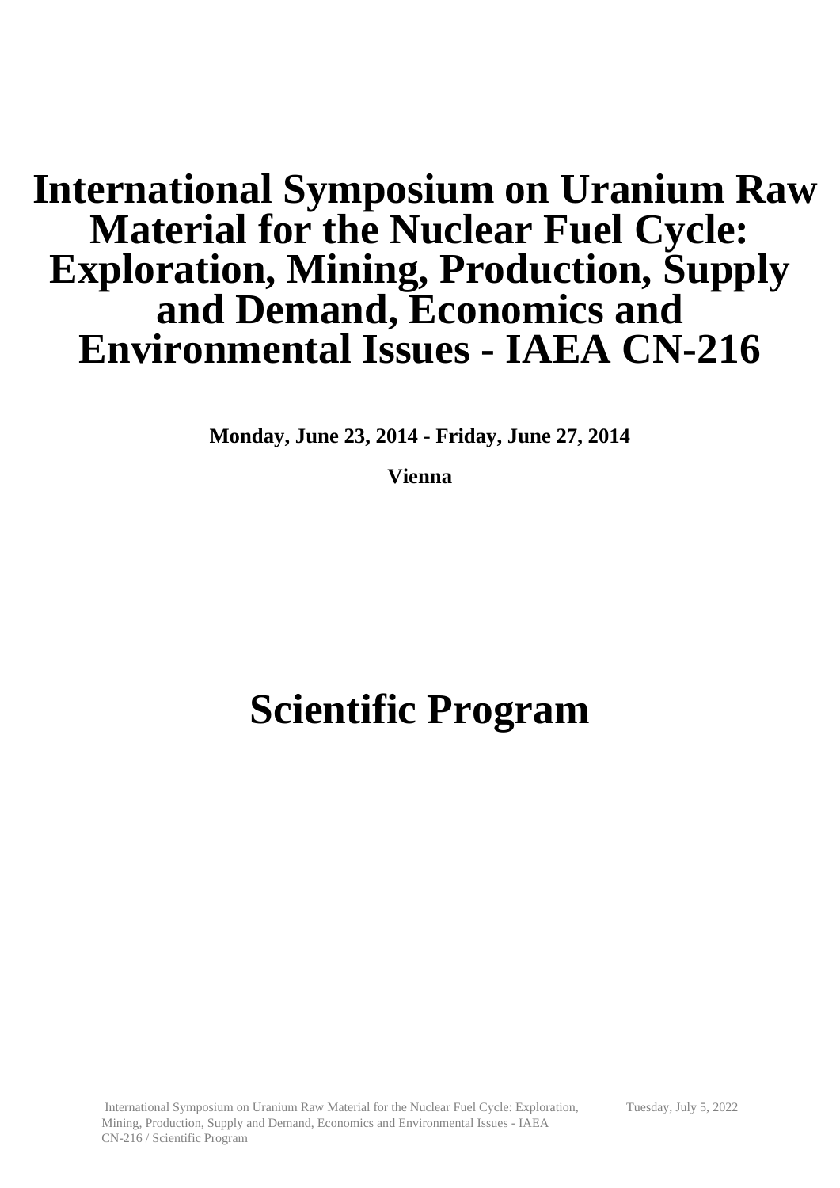# International Symposium on Uranium Raw Material for the Nuclear Fuel Cycle: Exploration, Mining, Production, Supply and Demand, Economics and Environmental Issues - IAEA CN-216

**Monday, June 23, 2014 - Friday, June 27, 2014**

**Vienna**

# Scientific Program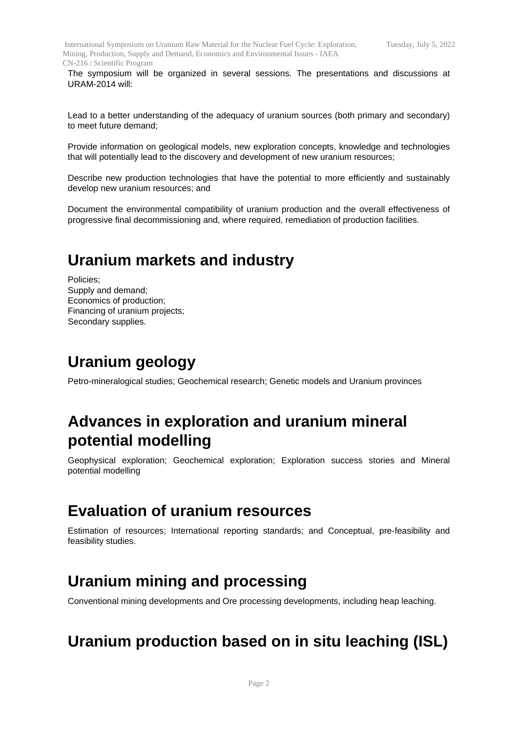The symposium will be organized in several sessions. The presentations and discussions at URAM-2014 will:

Lead to a better understanding of the adequacy of uranium sources (both primary and secondary) to meet future demand;

Provide information on geological models, new exploration concepts, knowledge and technologies that will potentially lead to the discovery and development of new uranium resources;

Describe new production technologies that have the potential to more efficiently and sustainably develop new uranium resources; and

Document the environmental compatibility of uranium production and the overall effectiveness of progressive final decommissioning and, where required, remediation of production facilities.

# Uranium markets and industry

Policies;
Supply and demand;
Economics of production;
Financing of uranium projects;
Secondary supplies.

# Uranium geology

Petro-mineralogical studies; Geochemical research; Genetic models and Uranium provinces

# Advances in exploration and uranium mineral potential modelling

Geophysical exploration; Geochemical exploration; Exploration success stories and Mineral potential modelling

# Evaluation of uranium resources

Estimation of resources; International reporting standards; and Conceptual, pre-feasibility and feasibility studies.

# Uranium mining and processing

Conventional mining developments and Ore processing developments, including heap leaching.

# Uranium production based on in situ leaching (ISL)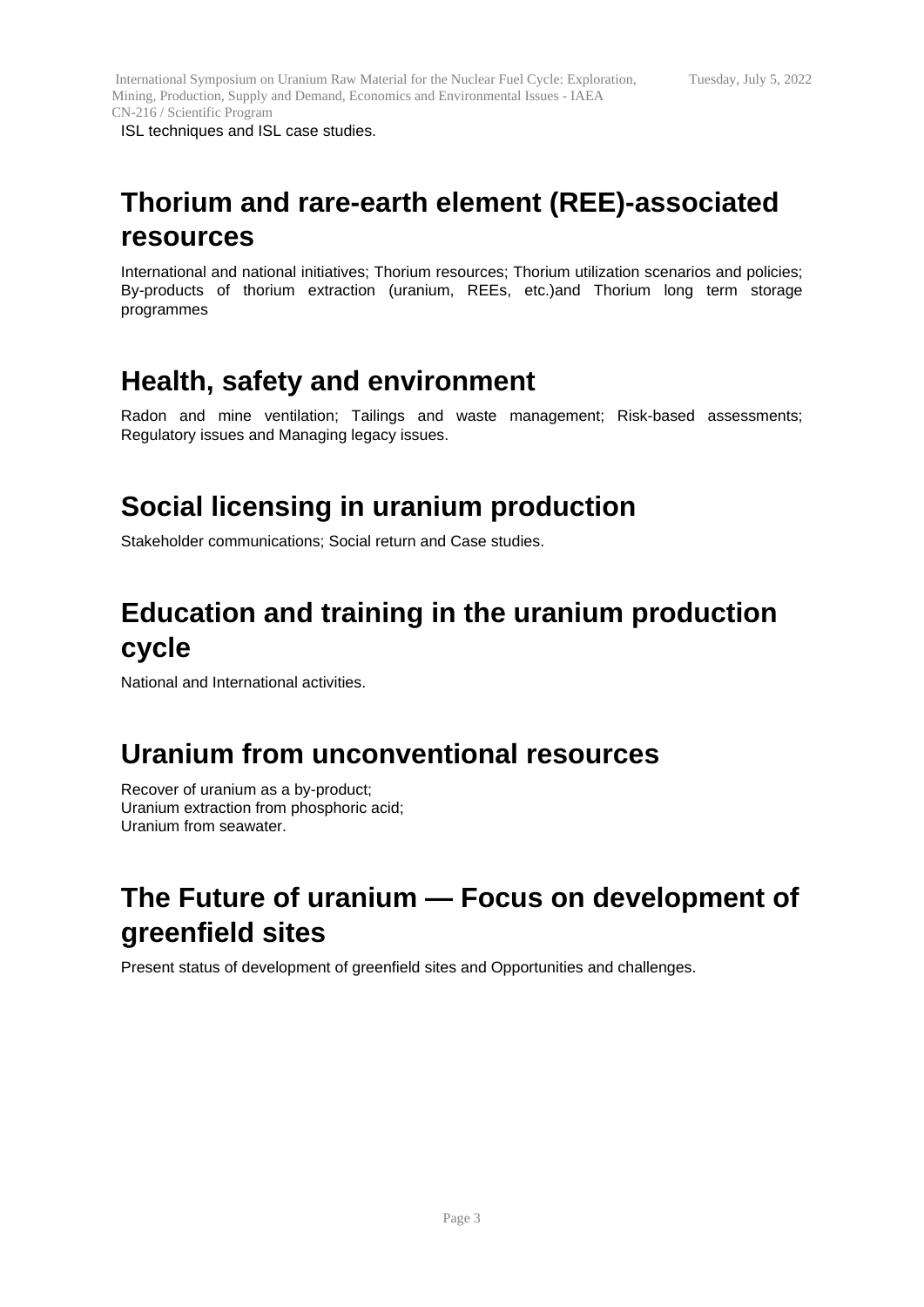ISL techniques and ISL case studies.

## Thorium and rare-earth element (REE)-associated resources

International and national initiatives; Thorium resources; Thorium utilization scenarios and policies; By-products of thorium extraction (uranium, REEs, etc.)and Thorium long term storage programmes

## Health, safety and environment

Radon and mine ventilation; Tailings and waste management; Risk-based assessments; Regulatory issues and Managing legacy issues.

## Social licensing in uranium production

Stakeholder communications; Social return and Case studies.

## Education and training in the uranium production cycle

National and International activities.

## Uranium from unconventional resources

Recover of uranium as a by-product;
Uranium extraction from phosphoric acid;
Uranium from seawater.

## The Future of uranium — Focus on development of greenfield sites

Present status of development of greenfield sites and Opportunities and challenges.